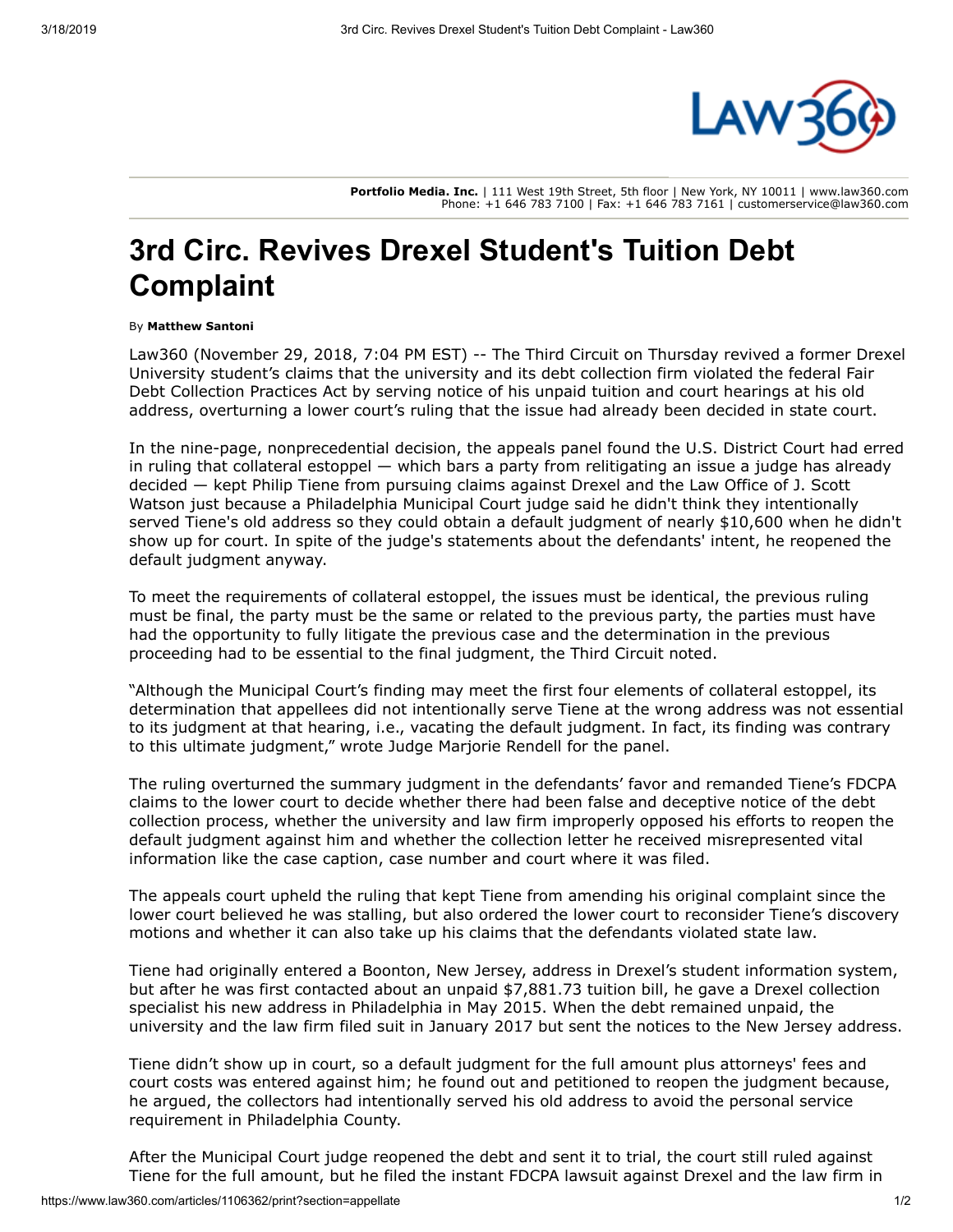Portfolio Media. Inc. | 111 West 19th Street, 5th floor | New York, NY 10011 | www.law360.com
Phone: +1 646 783 7100 | Fax: +1 646 783 7161 | customerservice@law360.com

# 3rd Circ. Revives Drexel Student's Tuition Debt Complaint

By **Matthew Santoni**

Law360 (November 29, 2018, 7:04 PM EST) -- The Third Circuit on Thursday revived a former Drexel University student's claims that the university and its debt collection firm violated the federal Fair Debt Collection Practices Act by serving notice of his unpaid tuition and court hearings at his old address, overturning a lower court's ruling that the issue had already been decided in state court.

In the nine-page, nonprecedential decision, the appeals panel found the U.S. District Court had erred in ruling that collateral estoppel — which bars a party from relitigating an issue a judge has already decided — kept Philip Tiene from pursuing claims against Drexel and the Law Office of J. Scott Watson just because a Philadelphia Municipal Court judge said he didn't think they intentionally served Tiene's old address so they could obtain a default judgment of nearly $10,600 when he didn't show up for court. In spite of the judge's statements about the defendants' intent, he reopened the default judgment anyway.

To meet the requirements of collateral estoppel, the issues must be identical, the previous ruling must be final, the party must be the same or related to the previous party, the parties must have had the opportunity to fully litigate the previous case and the determination in the previous proceeding had to be essential to the final judgment, the Third Circuit noted.

"Although the Municipal Court's finding may meet the first four elements of collateral estoppel, its determination that appellees did not intentionally serve Tiene at the wrong address was not essential to its judgment at that hearing, i.e., vacating the default judgment. In fact, its finding was contrary to this ultimate judgment," wrote Judge Marjorie Rendell for the panel.

The ruling overturned the summary judgment in the defendants' favor and remanded Tiene's FDCPA claims to the lower court to decide whether there had been false and deceptive notice of the debt collection process, whether the university and law firm improperly opposed his efforts to reopen the default judgment against him and whether the collection letter he received misrepresented vital information like the case caption, case number and court where it was filed.

The appeals court upheld the ruling that kept Tiene from amending his original complaint since the lower court believed he was stalling, but also ordered the lower court to reconsider Tiene's discovery motions and whether it can also take up his claims that the defendants violated state law.

Tiene had originally entered a Boonton, New Jersey, address in Drexel's student information system, but after he was first contacted about an unpaid $7,881.73 tuition bill, he gave a Drexel collection specialist his new address in Philadelphia in May 2015. When the debt remained unpaid, the university and the law firm filed suit in January 2017 but sent the notices to the New Jersey address.

Tiene didn't show up in court, so a default judgment for the full amount plus attorneys' fees and court costs was entered against him; he found out and petitioned to reopen the judgment because, he argued, the collectors had intentionally served his old address to avoid the personal service requirement in Philadelphia County.

After the Municipal Court judge reopened the debt and sent it to trial, the court still ruled against Tiene for the full amount, but he filed the instant FDCPA lawsuit against Drexel and the law firm in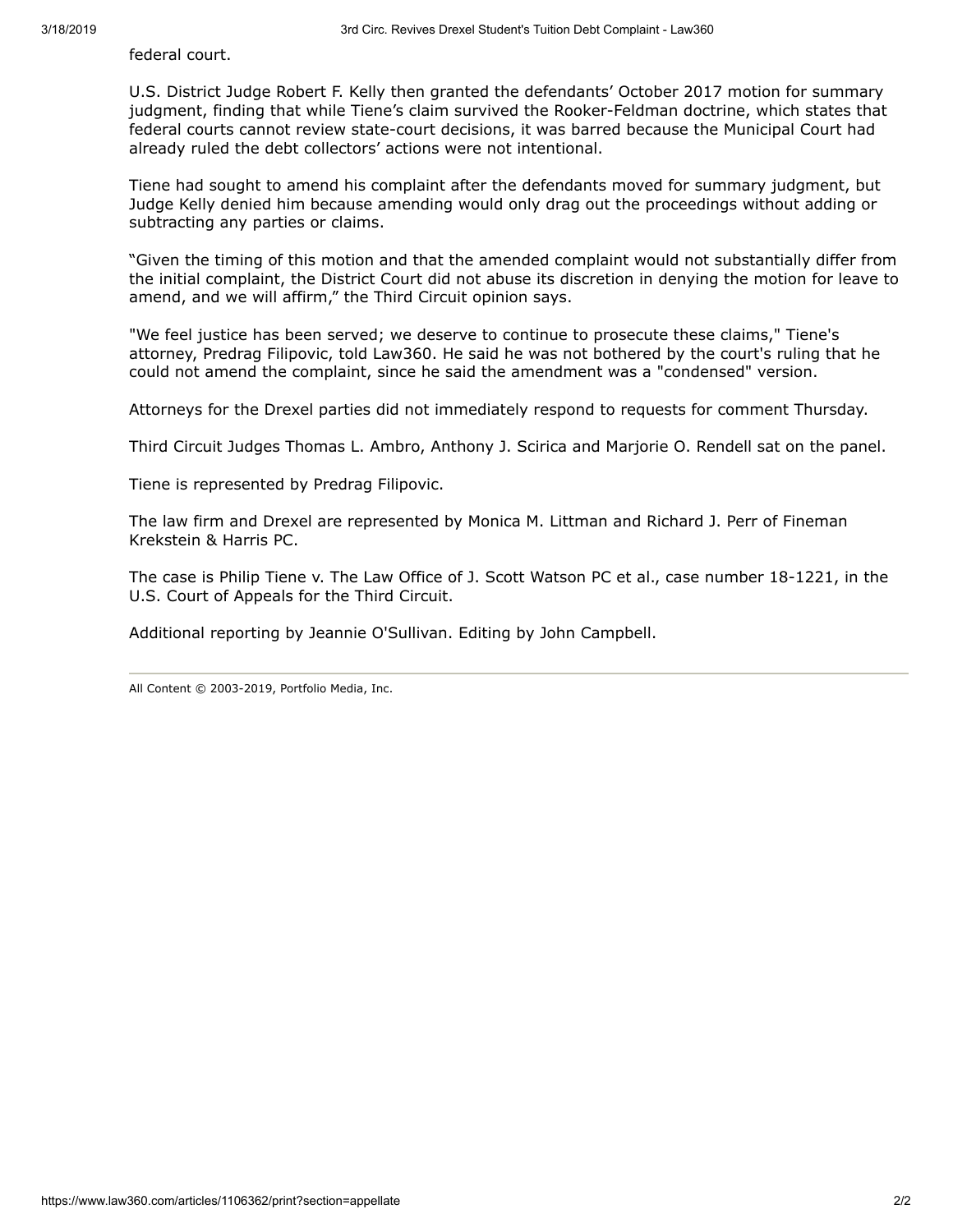federal court.

U.S. District Judge Robert F. Kelly then granted the defendants' October 2017 motion for summary judgment, finding that while Tiene's claim survived the Rooker-Feldman doctrine, which states that federal courts cannot review state-court decisions, it was barred because the Municipal Court had already ruled the debt collectors' actions were not intentional.

Tiene had sought to amend his complaint after the defendants moved for summary judgment, but Judge Kelly denied him because amending would only drag out the proceedings without adding or subtracting any parties or claims.

"Given the timing of this motion and that the amended complaint would not substantially differ from the initial complaint, the District Court did not abuse its discretion in denying the motion for leave to amend, and we will affirm," the Third Circuit opinion says.

"We feel justice has been served; we deserve to continue to prosecute these claims," Tiene's attorney, Predrag Filipovic, told Law360. He said he was not bothered by the court's ruling that he could not amend the complaint, since he said the amendment was a "condensed" version.

Attorneys for the Drexel parties did not immediately respond to requests for comment Thursday.

Third Circuit Judges Thomas L. Ambro, Anthony J. Scirica and Marjorie O. Rendell sat on the panel.

Tiene is represented by Predrag Filipovic.

The law firm and Drexel are represented by Monica M. Littman and Richard J. Perr of Fineman Krekstein & Harris PC.

The case is Philip Tiene v. The Law Office of J. Scott Watson PC et al., case number 18-1221, in the U.S. Court of Appeals for the Third Circuit.

Additional reporting by Jeannie O'Sullivan. Editing by John Campbell.

All Content © 2003-2019, Portfolio Media, Inc.